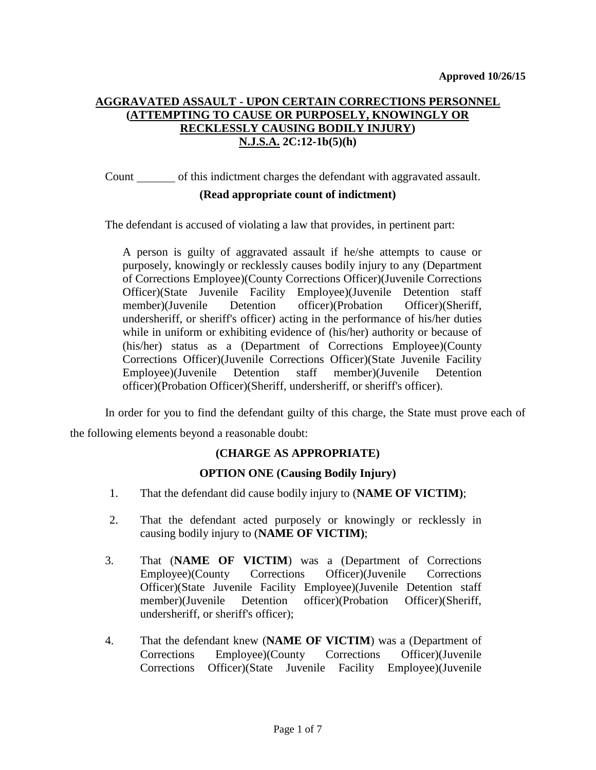**Approved 10/26/15**

## AGGRAVATED ASSAULT - UPON CERTAIN CORRECTIONS PERSONNEL (ATTEMPTING TO CAUSE OR PURPOSELY, KNOWINGLY OR RECKLESSLY CAUSING BODILY INJURY) N.J.S.A. 2C:12-1b(5)(h)

Count _______ of this indictment charges the defendant with aggravated assault.

**(Read appropriate count of indictment)**

The defendant is accused of violating a law that provides, in pertinent part:

> A person is guilty of aggravated assault if he/she attempts to cause or purposely, knowingly or recklessly causes bodily injury to any (Department of Corrections Employee)(County Corrections Officer)(Juvenile Corrections Officer)(State Juvenile Facility Employee)(Juvenile Detention staff member)(Juvenile Detention officer)(Probation Officer)(Sheriff, undersheriff, or sheriff's officer) acting in the performance of his/her duties while in uniform or exhibiting evidence of (his/her) authority or because of (his/her) status as a (Department of Corrections Employee)(County Corrections Officer)(Juvenile Corrections Officer)(State Juvenile Facility Employee)(Juvenile Detention staff member)(Juvenile Detention officer)(Probation Officer)(Sheriff, undersheriff, or sheriff's officer).

In order for you to find the defendant guilty of this charge, the State must prove each of the following elements beyond a reasonable doubt:

**(CHARGE AS APPROPRIATE)**

**OPTION ONE (Causing Bodily Injury)**

1. That the defendant did cause bodily injury to (**NAME OF VICTIM)**;
2. That the defendant acted purposely or knowingly or recklessly in causing bodily injury to (**NAME OF VICTIM)**;
3. That (**NAME OF VICTIM**) was a (Department of Corrections Employee)(County Corrections Officer)(Juvenile Corrections Officer)(State Juvenile Facility Employee)(Juvenile Detention staff member)(Juvenile Detention officer)(Probation Officer)(Sheriff, undersheriff, or sheriff's officer);
4. That the defendant knew (**NAME OF VICTIM**) was a (Department of Corrections Employee)(County Corrections Officer)(Juvenile Corrections Officer)(State Juvenile Facility Employee)(Juvenile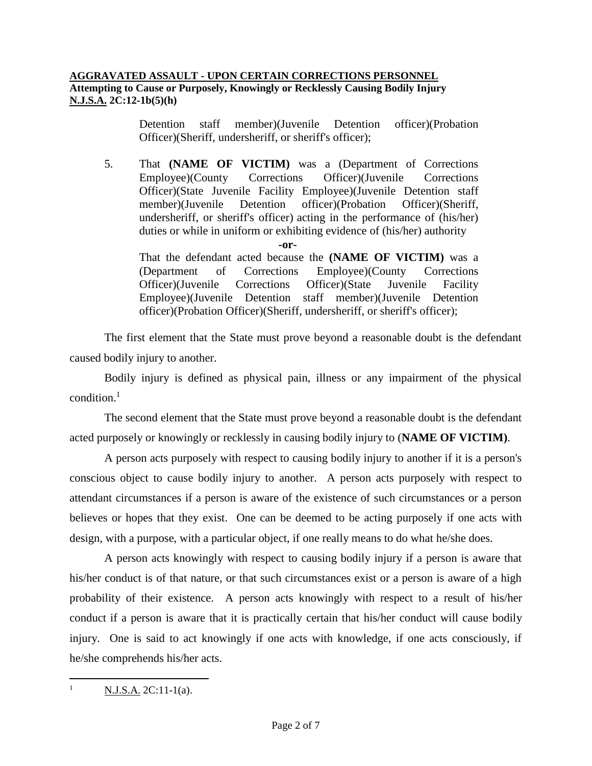Detention staff member)(Juvenile Detention officer)(Probation Officer)(Sheriff, undersheriff, or sheriff's officer);

5. That **(NAME OF VICTIM)** was a (Department of Corrections Employee)(County Corrections Officer)(Juvenile Corrections Officer)(State Juvenile Facility Employee)(Juvenile Detention staff member)(Juvenile Detention officer)(Probation Officer)(Sheriff, undersheriff, or sheriff's officer) acting in the performance of (his/her) duties or while in uniform or exhibiting evidence of (his/her) authority

   **-or-**

   That the defendant acted because the **(NAME OF VICTIM)** was a (Department of Corrections Employee)(County Corrections Officer)(Juvenile Corrections Officer)(State Juvenile Facility Employee)(Juvenile Detention staff member)(Juvenile Detention officer)(Probation Officer)(Sheriff, undersheriff, or sheriff's officer);

The first element that the State must prove beyond a reasonable doubt is the defendant caused bodily injury to another.

Bodily injury is defined as physical pain, illness or any impairment of the physical condition.[1]

The second element that the State must prove beyond a reasonable doubt is the defendant acted purposely or knowingly or recklessly in causing bodily injury to (**NAME OF VICTIM)**.

A person acts purposely with respect to causing bodily injury to another if it is a person's conscious object to cause bodily injury to another. A person acts purposely with respect to attendant circumstances if a person is aware of the existence of such circumstances or a person believes or hopes that they exist. One can be deemed to be acting purposely if one acts with design, with a purpose, with a particular object, if one really means to do what he/she does.

A person acts knowingly with respect to causing bodily injury if a person is aware that his/her conduct is of that nature, or that such circumstances exist or a person is aware of a high probability of their existence. A person acts knowingly with respect to a result of his/her conduct if a person is aware that it is practically certain that his/her conduct will cause bodily injury. One is said to act knowingly if one acts with knowledge, if one acts consciously, if he/she comprehends his/her acts.

---

[1] N.J.S.A. 2C:11-1(a).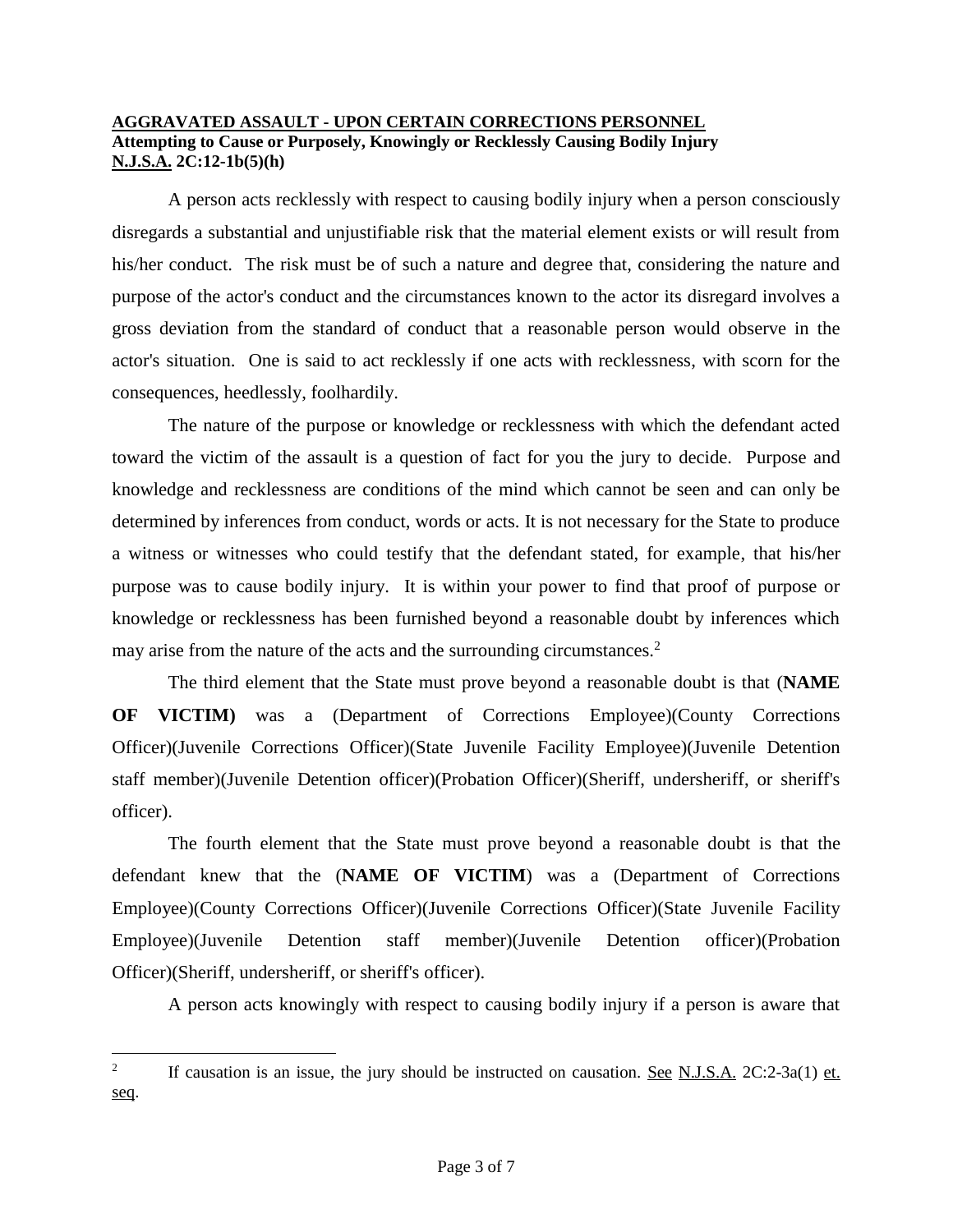**AGGRAVATED ASSAULT - UPON CERTAIN CORRECTIONS PERSONNEL**
**Attempting to Cause or Purposely, Knowingly or Recklessly Causing Bodily Injury**
**N.J.S.A. 2C:12-1b(5)(h)**

A person acts recklessly with respect to causing bodily injury when a person consciously disregards a substantial and unjustifiable risk that the material element exists or will result from his/her conduct. The risk must be of such a nature and degree that, considering the nature and purpose of the actor's conduct and the circumstances known to the actor its disregard involves a gross deviation from the standard of conduct that a reasonable person would observe in the actor's situation. One is said to act recklessly if one acts with recklessness, with scorn for the consequences, heedlessly, foolhardily.

The nature of the purpose or knowledge or recklessness with which the defendant acted toward the victim of the assault is a question of fact for you the jury to decide. Purpose and knowledge and recklessness are conditions of the mind which cannot be seen and can only be determined by inferences from conduct, words or acts. It is not necessary for the State to produce a witness or witnesses who could testify that the defendant stated, for example, that his/her purpose was to cause bodily injury. It is within your power to find that proof of purpose or knowledge or recklessness has been furnished beyond a reasonable doubt by inferences which may arise from the nature of the acts and the surrounding circumstances.[2]

The third element that the State must prove beyond a reasonable doubt is that (**NAME OF VICTIM**) was a (Department of Corrections Employee)(County Corrections Officer)(Juvenile Corrections Officer)(State Juvenile Facility Employee)(Juvenile Detention staff member)(Juvenile Detention officer)(Probation Officer)(Sheriff, undersheriff, or sheriff's officer).

The fourth element that the State must prove beyond a reasonable doubt is that the defendant knew that the (**NAME OF VICTIM**) was a (Department of Corrections Employee)(County Corrections Officer)(Juvenile Corrections Officer)(State Juvenile Facility Employee)(Juvenile Detention staff member)(Juvenile Detention officer)(Probation Officer)(Sheriff, undersheriff, or sheriff's officer).

A person acts knowingly with respect to causing bodily injury if a person is aware that

---

[2] If causation is an issue, the jury should be instructed on causation. See N.J.S.A. 2C:2-3a(1) et. seq.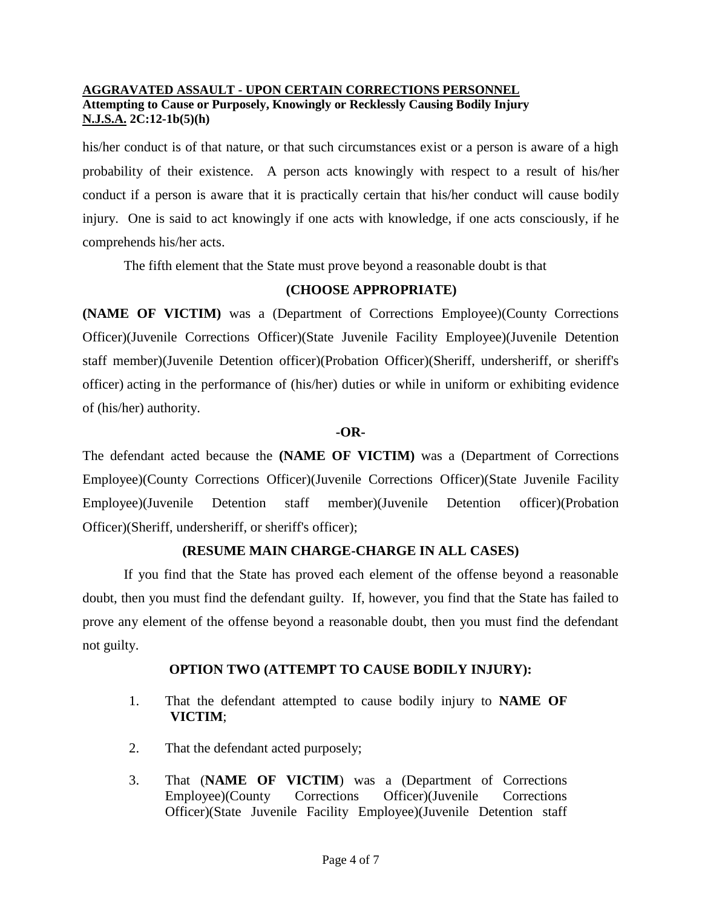his/her conduct is of that nature, or that such circumstances exist or a person is aware of a high probability of their existence. A person acts knowingly with respect to a result of his/her conduct if a person is aware that it is practically certain that his/her conduct will cause bodily injury. One is said to act knowingly if one acts with knowledge, if one acts consciously, if he comprehends his/her acts.

The fifth element that the State must prove beyond a reasonable doubt is that

**(CHOOSE APPROPRIATE)**

**(NAME OF VICTIM)** was a (Department of Corrections Employee)(County Corrections Officer)(Juvenile Corrections Officer)(State Juvenile Facility Employee)(Juvenile Detention staff member)(Juvenile Detention officer)(Probation Officer)(Sheriff, undersheriff, or sheriff's officer) acting in the performance of (his/her) duties or while in uniform or exhibiting evidence of (his/her) authority.

**-OR-**

The defendant acted because the **(NAME OF VICTIM)** was a (Department of Corrections Employee)(County Corrections Officer)(Juvenile Corrections Officer)(State Juvenile Facility Employee)(Juvenile Detention staff member)(Juvenile Detention officer)(Probation Officer)(Sheriff, undersheriff, or sheriff's officer);

**(RESUME MAIN CHARGE-CHARGE IN ALL CASES)**

If you find that the State has proved each element of the offense beyond a reasonable doubt, then you must find the defendant guilty. If, however, you find that the State has failed to prove any element of the offense beyond a reasonable doubt, then you must find the defendant not guilty.

**OPTION TWO (ATTEMPT TO CAUSE BODILY INJURY):**

1. That the defendant attempted to cause bodily injury to **NAME OF VICTIM**;

2. That the defendant acted purposely;

3. That (**NAME OF VICTIM**) was a (Department of Corrections Employee)(County Corrections Officer)(Juvenile Corrections Officer)(State Juvenile Facility Employee)(Juvenile Detention staff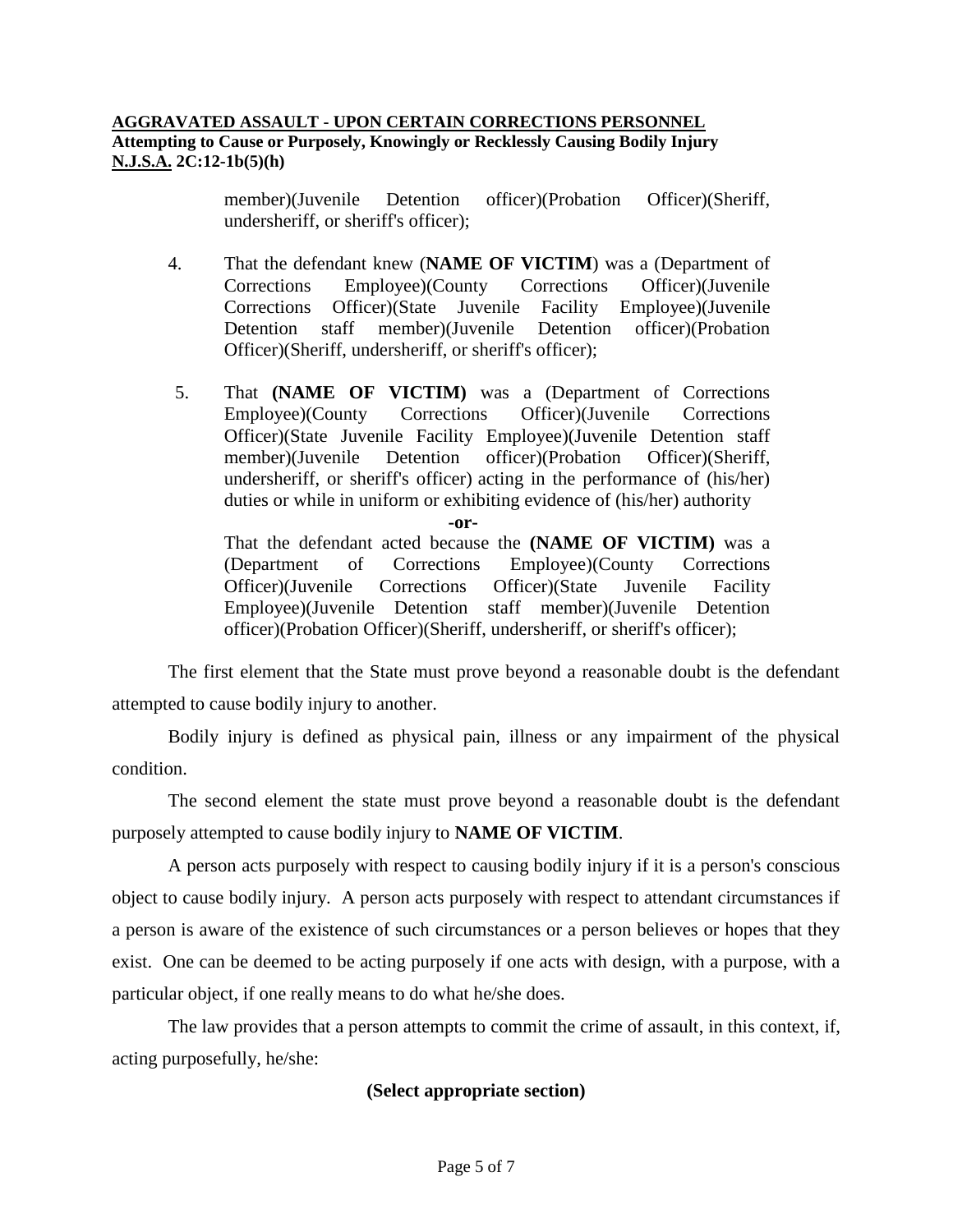member)(Juvenile Detention officer)(Probation Officer)(Sheriff, undersheriff, or sheriff's officer);

4. That the defendant knew (**NAME OF VICTIM**) was a (Department of Corrections Employee)(County Corrections Officer)(Juvenile Corrections Officer)(State Juvenile Facility Employee)(Juvenile Detention staff member)(Juvenile Detention officer)(Probation Officer)(Sheriff, undersheriff, or sheriff's officer);

5. That **(NAME OF VICTIM)** was a (Department of Corrections Employee)(County Corrections Officer)(Juvenile Corrections Officer)(State Juvenile Facility Employee)(Juvenile Detention staff member)(Juvenile Detention officer)(Probation Officer)(Sheriff, undersheriff, or sheriff's officer) acting in the performance of (his/her) duties or while in uniform or exhibiting evidence of (his/her) authority

   **-or-**

   That the defendant acted because the **(NAME OF VICTIM)** was a (Department of Corrections Employee)(County Corrections Officer)(Juvenile Corrections Officer)(State Juvenile Facility Employee)(Juvenile Detention staff member)(Juvenile Detention officer)(Probation Officer)(Sheriff, undersheriff, or sheriff's officer);

The first element that the State must prove beyond a reasonable doubt is the defendant attempted to cause bodily injury to another.

Bodily injury is defined as physical pain, illness or any impairment of the physical condition.

The second element the state must prove beyond a reasonable doubt is the defendant purposely attempted to cause bodily injury to **NAME OF VICTIM**.

A person acts purposely with respect to causing bodily injury if it is a person's conscious object to cause bodily injury. A person acts purposely with respect to attendant circumstances if a person is aware of the existence of such circumstances or a person believes or hopes that they exist. One can be deemed to be acting purposely if one acts with design, with a purpose, with a particular object, if one really means to do what he/she does.

The law provides that a person attempts to commit the crime of assault, in this context, if, acting purposefully, he/she:

**(Select appropriate section)**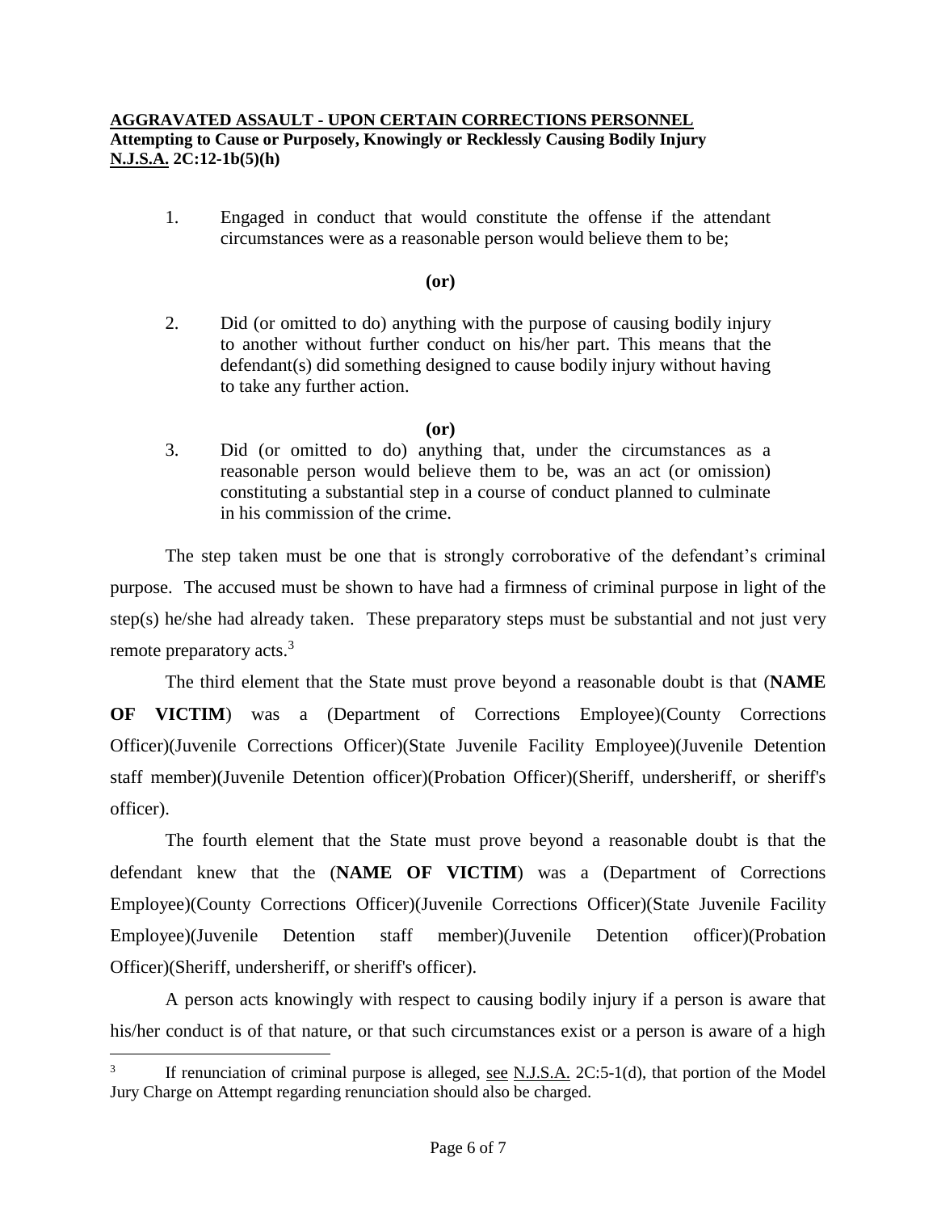**AGGRAVATED ASSAULT - UPON CERTAIN CORRECTIONS PERSONNEL**
**Attempting to Cause or Purposely, Knowingly or Recklessly Causing Bodily Injury**
**N.J.S.A. 2C:12-1b(5)(h)**

1. Engaged in conduct that would constitute the offense if the attendant circumstances were as a reasonable person would believe them to be;

**(or)**

2. Did (or omitted to do) anything with the purpose of causing bodily injury to another without further conduct on his/her part. This means that the defendant(s) did something designed to cause bodily injury without having to take any further action.

**(or)**

3. Did (or omitted to do) anything that, under the circumstances as a reasonable person would believe them to be, was an act (or omission) constituting a substantial step in a course of conduct planned to culminate in his commission of the crime.

The step taken must be one that is strongly corroborative of the defendant's criminal purpose. The accused must be shown to have had a firmness of criminal purpose in light of the step(s) he/she had already taken. These preparatory steps must be substantial and not just very remote preparatory acts.[3]

The third element that the State must prove beyond a reasonable doubt is that (**NAME OF VICTIM**) was a (Department of Corrections Employee)(County Corrections Officer)(Juvenile Corrections Officer)(State Juvenile Facility Employee)(Juvenile Detention staff member)(Juvenile Detention officer)(Probation Officer)(Sheriff, undersheriff, or sheriff's officer).

The fourth element that the State must prove beyond a reasonable doubt is that the defendant knew that the (**NAME OF VICTIM**) was a (Department of Corrections Employee)(County Corrections Officer)(Juvenile Corrections Officer)(State Juvenile Facility Employee)(Juvenile Detention staff member)(Juvenile Detention officer)(Probation Officer)(Sheriff, undersheriff, or sheriff's officer).

A person acts knowingly with respect to causing bodily injury if a person is aware that his/her conduct is of that nature, or that such circumstances exist or a person is aware of a high

---

[3] If renunciation of criminal purpose is alleged, see N.J.S.A. 2C:5-1(d), that portion of the Model Jury Charge on Attempt regarding renunciation should also be charged.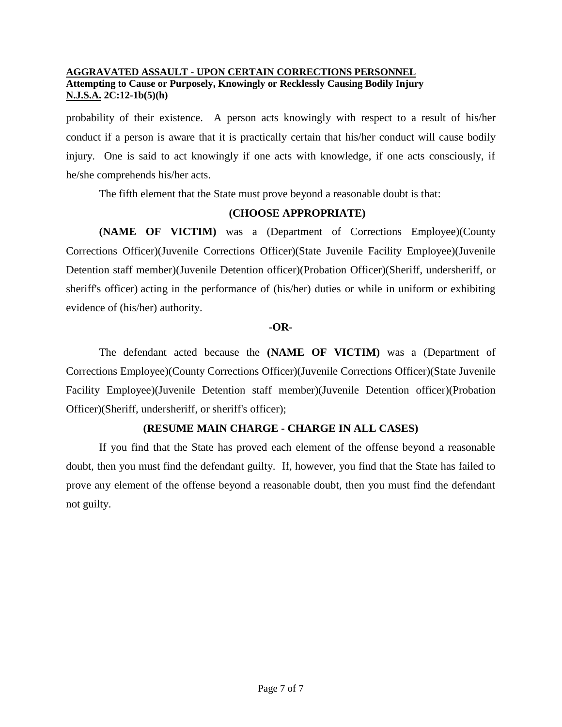probability of their existence. A person acts knowingly with respect to a result of his/her conduct if a person is aware that it is practically certain that his/her conduct will cause bodily injury. One is said to act knowingly if one acts with knowledge, if one acts consciously, if he/she comprehends his/her acts.

The fifth element that the State must prove beyond a reasonable doubt is that:

**(CHOOSE APPROPRIATE)**

**(NAME OF VICTIM)** was a (Department of Corrections Employee)(County Corrections Officer)(Juvenile Corrections Officer)(State Juvenile Facility Employee)(Juvenile Detention staff member)(Juvenile Detention officer)(Probation Officer)(Sheriff, undersheriff, or sheriff's officer) acting in the performance of (his/her) duties or while in uniform or exhibiting evidence of (his/her) authority.

**-OR-**

The defendant acted because the **(NAME OF VICTIM)** was a (Department of Corrections Employee)(County Corrections Officer)(Juvenile Corrections Officer)(State Juvenile Facility Employee)(Juvenile Detention staff member)(Juvenile Detention officer)(Probation Officer)(Sheriff, undersheriff, or sheriff's officer);

**(RESUME MAIN CHARGE - CHARGE IN ALL CASES)**

If you find that the State has proved each element of the offense beyond a reasonable doubt, then you must find the defendant guilty. If, however, you find that the State has failed to prove any element of the offense beyond a reasonable doubt, then you must find the defendant not guilty.